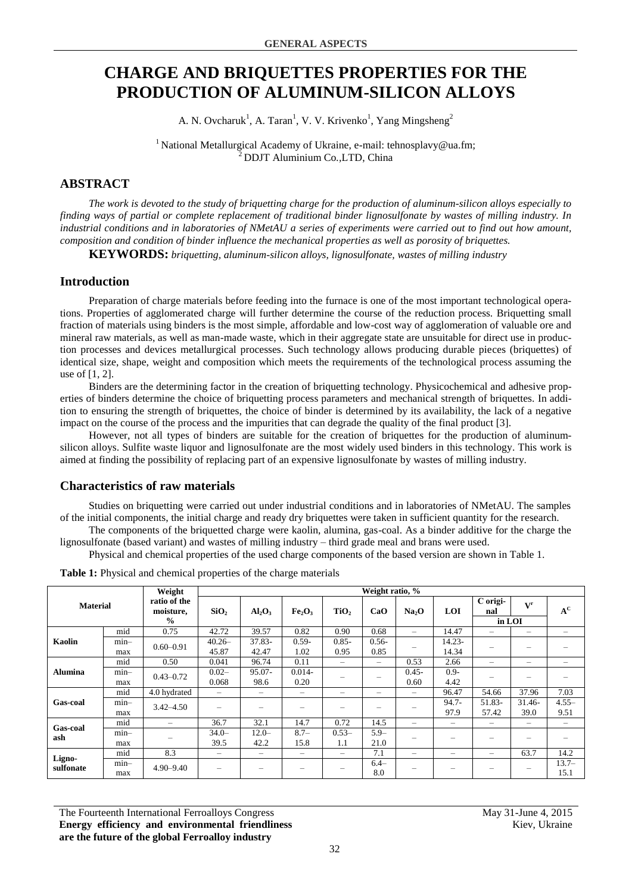# CHARGE AND BRIQUETTES PROPERTIES FOR THE PRODUCTION OF ALUMINUM-SILICON ALLOYS

A. N. Ovcharuk[1], A. Taran[1], V. V. Krivenko[1], Yang Mingsheng[2]

[1] National Metallurgical Academy of Ukraine, e-mail: tehnosplavy@ua.fm;
[2] DDJT Aluminium Co.,LTD, China

## ABSTRACT

*The work is devoted to the study of briquetting charge for the production of aluminum-silicon alloys especially to finding ways of partial or complete replacement of traditional binder lignosulfonate by wastes of milling industry. In industrial conditions and in laboratories of NMetAU a series of experiments were carried out to find out how amount, composition and condition of binder influence the mechanical properties as well as porosity of briquettes.*

**KEYWORDS:** *briquetting, aluminum-silicon alloys, lignosulfonate, wastes of milling industry*

## Introduction

Preparation of charge materials before feeding into the furnace is one of the most important technological operations. Properties of agglomerated charge will further determine the course of the reduction process. Briquetting small fraction of materials using binders is the most simple, affordable and low-cost way of agglomeration of valuable ore and mineral raw materials, as well as man-made waste, which in their aggregate state are unsuitable for direct use in production processes and devices metallurgical processes. Such technology allows producing durable pieces (briquettes) of identical size, shape, weight and composition which meets the requirements of the technological process assuming the use of [1, 2].

Binders are the determining factor in the creation of briquetting technology. Physicochemical and adhesive properties of binders determine the choice of briquetting process parameters and mechanical strength of briquettes. In addition to ensuring the strength of briquettes, the choice of binder is determined by its availability, the lack of a negative impact on the course of the process and the impurities that can degrade the quality of the final product [3].

However, not all types of binders are suitable for the creation of briquettes for the production of aluminum-silicon alloys. Sulfite waste liquor and lignosulfonate are the most widely used binders in this technology. This work is aimed at finding the possibility of replacing part of an expensive lignosulfonate by wastes of milling industry.

## Characteristics of raw materials

Studies on briquetting were carried out under industrial conditions and in laboratories of NMetAU. The samples of the initial components, the initial charge and ready dry briquettes were taken in sufficient quantity for the research.

The components of the briquetted charge were kaolin, alumina, gas-coal. As a binder additive for the charge the lignosulfonate (based variant) and wastes of milling industry – third grade meal and brans were used.

Physical and chemical properties of the used charge components of the based version are shown in Table 1.

**Table 1:** Physical and chemical properties of the charge materials

| Material | | Weight ratio of the moisture, % | Weight ratio, % | | | | | | | | | |
|---|---|---|---|---|---|---|---|---|---|---|---|---|
| | | | $SiO_2$ | $Al_2O_3$ | $Fe_2O_3$ | $TiO_2$ | CaO | $Na_2O$ | LOI | C original (in LOI) | $V^r$ (in LOI) | $A^C$ |
| Kaolin | mid | 0.75 | 42.72 | 39.57 | 0.82 | 0.90 | 0.68 | – | 14.47 | – | – | – |
| | min–max | 0.60–0.91 | 40.26–45.87 | 37.83-42.47 | 0.59-1.02 | 0.85-0.95 | 0.56-0.85 | – | 14.23-14.34 | – | – | – |
| Alumina | mid | 0.50 | 0.041 | 96.74 | 0.11 | – | – | 0.53 | 2.66 | – | – | – |
| | min–max | 0.43–0.72 | 0.02–0.068 | 95.07-98.6 | 0.014-0.20 | – | – | 0.45-0.60 | 0.9-4.42 | – | – | – |
| Gas-coal | mid | 4.0 hydrated | – | – | – | – | – | – | 96.47 | 54.66 | 37.96 | 7.03 |
| | min–max | 3.42–4.50 | – | – | – | – | – | – | 94.7-97.9 | 51.83-57.42 | 31.46-39.0 | 4.55–9.51 |
| Gas-coal ash | mid | – | 36.7 | 32.1 | 14.7 | 0.72 | 14.5 | – | – | – | – | – |
| | min–max | – | 34.0–39.5 | 12.0–42.2 | 8.7–15.8 | 0.53–1.1 | 5.9–21.0 | – | – | – | – | – |
| Ligno-sulfonate | mid | 8.3 | – | – | – | – | 7.1 | – | – | – | 63.7 | 14.2 |
| | min–max | 4.90–9.40 | – | – | – | – | 6.4–8.0 | – | – | – | – | 13.7–15.1 |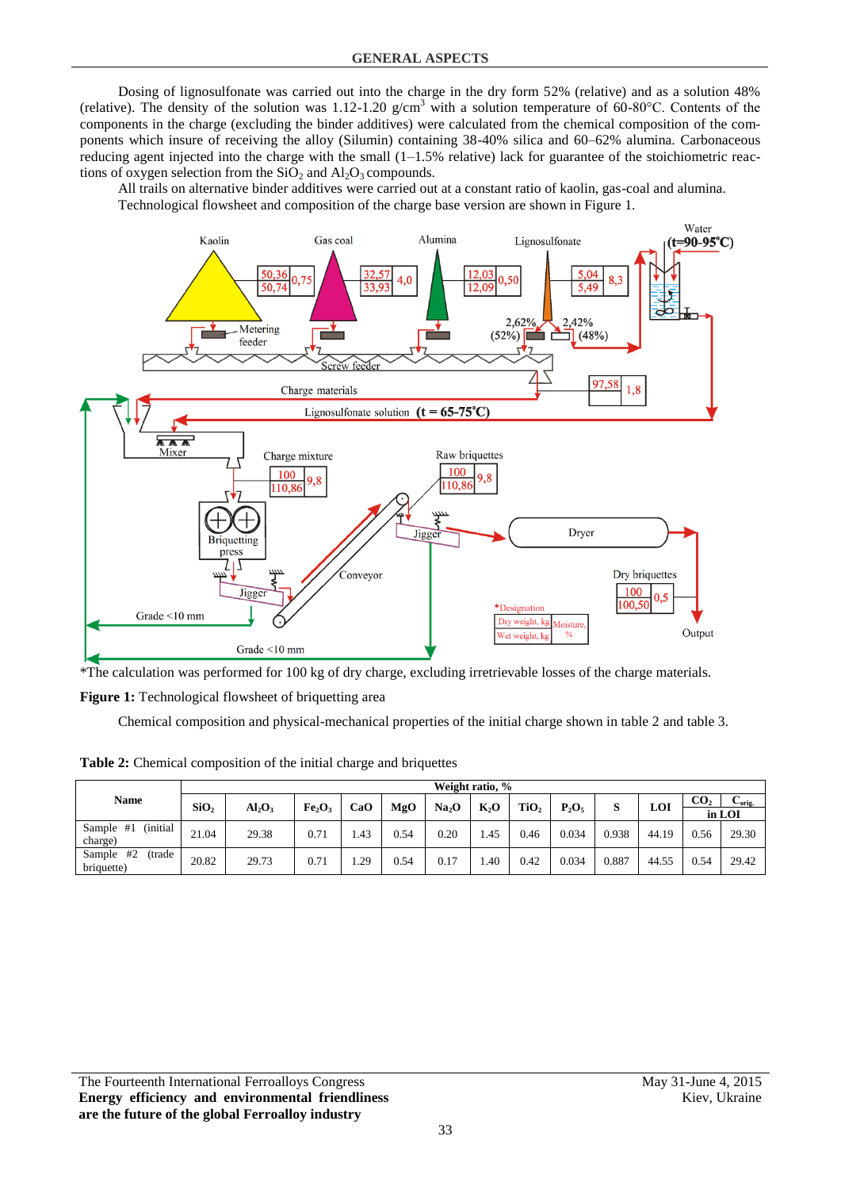Dosing of lignosulfonate was carried out into the charge in the dry form 52% (relative) and as a solution 48% (relative). The density of the solution was 1.12-1.20 g/cm$^3$ with a solution temperature of 60-80°C. Contents of the components in the charge (excluding the binder additives) were calculated from the chemical composition of the components which insure of receiving the alloy (Silumin) containing 38-40% silica and 60–62% alumina. Carbonaceous reducing agent injected into the charge with the small (1–1.5% relative) lack for guarantee of the stoichiometric reactions of oxygen selection from the $SiO_2$ and $Al_2O_3$ compounds.

All trails on alternative binder additives were carried out at a constant ratio of kaolin, gas-coal and alumina. Technological flowsheet and composition of the charge base version are shown in Figure 1.

*The calculation was performed for 100 kg of dry charge, excluding irretrievable losses of the charge materials.

**Figure 1:** Technological flowsheet of briquetting area

Chemical composition and physical-mechanical properties of the initial charge shown in table 2 and table 3.

**Table 2:** Chemical composition of the initial charge and briquettes

| Name | Weight ratio, % | | | | | | | | | | | | |
|---|---|---|---|---|---|---|---|---|---|---|---|---|---|
| | $SiO_2$ | $Al_2O_3$ | $Fe_2O_3$ | CaO | MgO | $Na_2O$ | $K_2O$ | $TiO_2$ | $P_2O_5$ | S | LOI | $CO_2$ in LOI | $C_{orig.}$ in LOI |
| Sample #1 (initial charge) | 21.04 | 29.38 | 0.71 | 1.43 | 0.54 | 0.20 | 1.45 | 0.46 | 0.034 | 0.938 | 44.19 | 0.56 | 29.30 |
| Sample #2 (trade briquette) | 20.82 | 29.73 | 0.71 | 1.29 | 0.54 | 0.17 | 1.40 | 0.42 | 0.034 | 0.887 | 44.55 | 0.54 | 29.42 |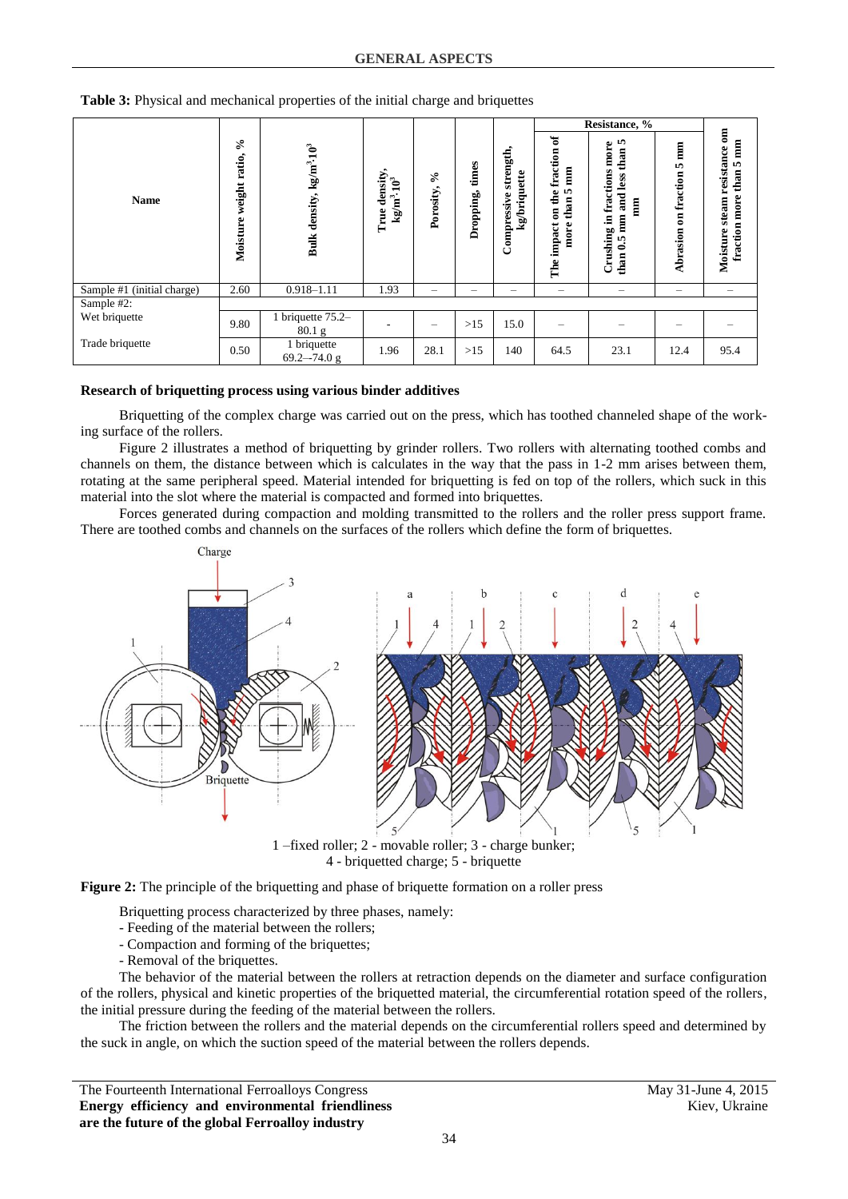**Table 3:** Physical and mechanical properties of the initial charge and briquettes

| Name | Moisture weight ratio, % | Bulk density, $kg/m^3 \cdot 10^3$ | True density, $kg/m^3 \cdot 10^3$ | Porosity, % | Dropping, times | Compressive strength, kg/briquette | Resistance, % | | | Moisture steam resistance om fraction more than 5 mm |
|---|---|---|---|---|---|---|---|---|---|---|
| | | | | | | | The impact on the fraction of more than 5 mm | Crushing in fractions more than 0.5 mm and less than 5 mm | Abrasion on fraction 5 mm | |
| Sample #1 (initial charge) | 2.60 | 0.918–1.11 | 1.93 | – | – | – | – | – | – | – |
| Sample #2: | | | | | | | | | | |
| Wet briquette | 9.80 | 1 briquette 75.2–80.1 g | - | – | >15 | 15.0 | – | – | – | – |
| Trade briquette | 0.50 | 1 briquette 69.2–-74.0 g | 1.96 | 28.1 | >15 | 140 | 64.5 | 23.1 | 12.4 | 95.4 |

**Research of briquetting process using various binder additives**

Briquetting of the complex charge was carried out on the press, which has toothed channeled shape of the working surface of the rollers.

Figure 2 illustrates a method of briquetting by grinder rollers. Two rollers with alternating toothed combs and channels on them, the distance between which is calculates in the way that the pass in 1-2 mm arises between them, rotating at the same peripheral speed. Material intended for briquetting is fed on top of the rollers, which suck in this material into the slot where the material is compacted and formed into briquettes.

Forces generated during compaction and molding transmitted to the rollers and the roller press support frame. There are toothed combs and channels on the surfaces of the rollers which define the form of briquettes.

1 –fixed roller; 2 - movable roller; 3 - charge bunker;
4 - briquetted charge; 5 - briquette

**Figure 2:** The principle of the briquetting and phase of briquette formation on a roller press

Briquetting process characterized by three phases, namely:

- Feeding of the material between the rollers;
- Compaction and forming of the briquettes;
- Removal of the briquettes.

The behavior of the material between the rollers at retraction depends on the diameter and surface configuration of the rollers, physical and kinetic properties of the briquetted material, the circumferential rotation speed of the rollers, the initial pressure during the feeding of the material between the rollers.

The friction between the rollers and the material depends on the circumferential rollers speed and determined by the suck in angle, on which the suction speed of the material between the rollers depends.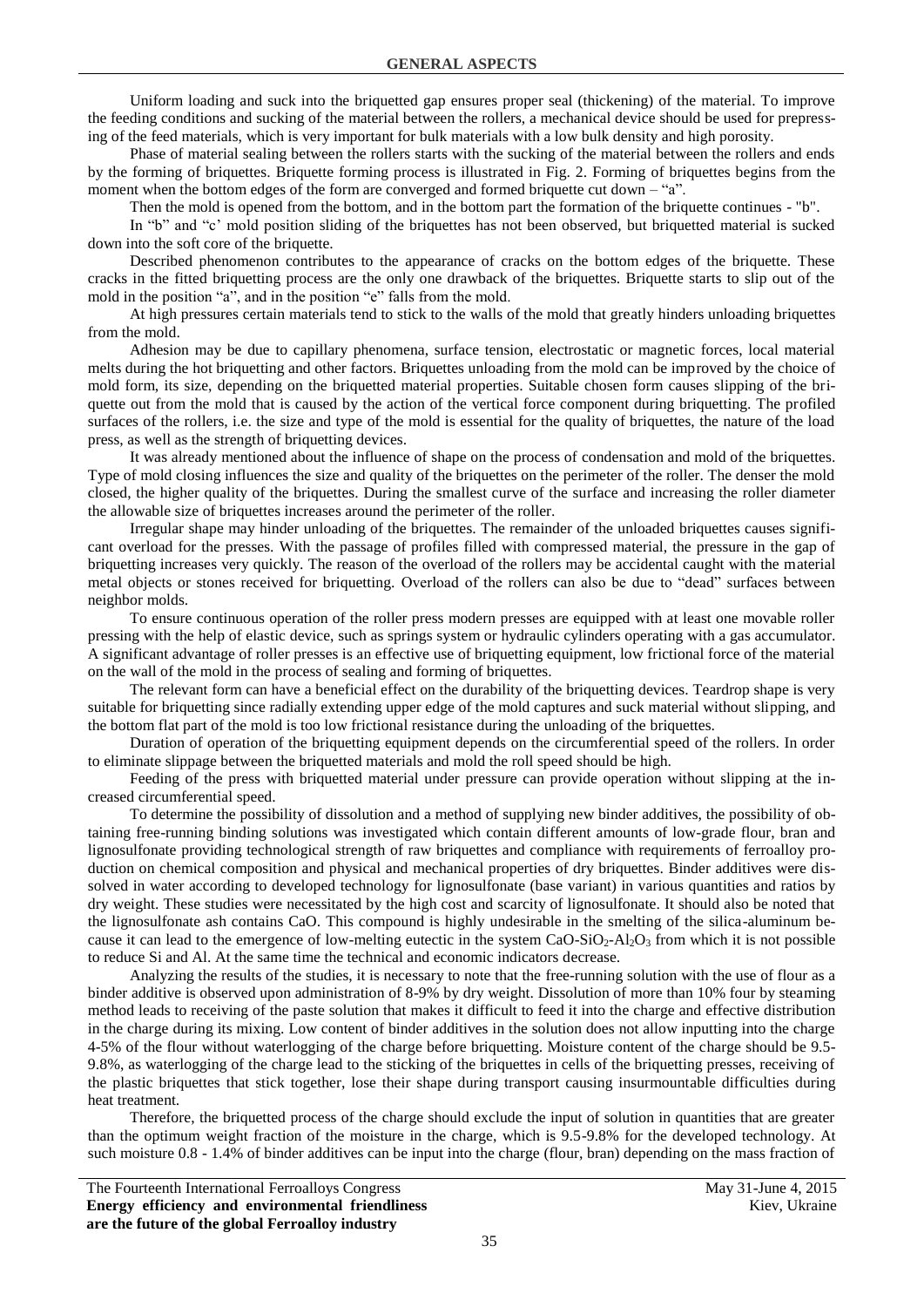Uniform loading and suck into the briquetted gap ensures proper seal (thickening) of the material. To improve the feeding conditions and sucking of the material between the rollers, a mechanical device should be used for prepressing of the feed materials, which is very important for bulk materials with a low bulk density and high porosity.

Phase of material sealing between the rollers starts with the sucking of the material between the rollers and ends by the forming of briquettes. Briquette forming process is illustrated in Fig. 2. Forming of briquettes begins from the moment when the bottom edges of the form are converged and formed briquette cut down – "a".

Then the mold is opened from the bottom, and in the bottom part the formation of the briquette continues - "b".

In "b" and "c' mold position sliding of the briquettes has not been observed, but briquetted material is sucked down into the soft core of the briquette.

Described phenomenon contributes to the appearance of cracks on the bottom edges of the briquette. These cracks in the fitted briquetting process are the only one drawback of the briquettes. Briquette starts to slip out of the mold in the position "a", and in the position "e" falls from the mold.

At high pressures certain materials tend to stick to the walls of the mold that greatly hinders unloading briquettes from the mold.

Adhesion may be due to capillary phenomena, surface tension, electrostatic or magnetic forces, local material melts during the hot briquetting and other factors. Briquettes unloading from the mold can be improved by the choice of mold form, its size, depending on the briquetted material properties. Suitable chosen form causes slipping of the briquette out from the mold that is caused by the action of the vertical force component during briquetting. The profiled surfaces of the rollers, i.e. the size and type of the mold is essential for the quality of briquettes, the nature of the load press, as well as the strength of briquetting devices.

It was already mentioned about the influence of shape on the process of condensation and mold of the briquettes. Type of mold closing influences the size and quality of the briquettes on the perimeter of the roller. The denser the mold closed, the higher quality of the briquettes. During the smallest curve of the surface and increasing the roller diameter the allowable size of briquettes increases around the perimeter of the roller.

Irregular shape may hinder unloading of the briquettes. The remainder of the unloaded briquettes causes significant overload for the presses. With the passage of profiles filled with compressed material, the pressure in the gap of briquetting increases very quickly. The reason of the overload of the rollers may be accidental caught with the material metal objects or stones received for briquetting. Overload of the rollers can also be due to "dead" surfaces between neighbor molds.

To ensure continuous operation of the roller press modern presses are equipped with at least one movable roller pressing with the help of elastic device, such as springs system or hydraulic cylinders operating with a gas accumulator. A significant advantage of roller presses is an effective use of briquetting equipment, low frictional force of the material on the wall of the mold in the process of sealing and forming of briquettes.

The relevant form can have a beneficial effect on the durability of the briquetting devices. Teardrop shape is very suitable for briquetting since radially extending upper edge of the mold captures and suck material without slipping, and the bottom flat part of the mold is too low frictional resistance during the unloading of the briquettes.

Duration of operation of the briquetting equipment depends on the circumferential speed of the rollers. In order to eliminate slippage between the briquetted materials and mold the roll speed should be high.

Feeding of the press with briquetted material under pressure can provide operation without slipping at the increased circumferential speed.

To determine the possibility of dissolution and a method of supplying new binder additives, the possibility of obtaining free-running binding solutions was investigated which contain different amounts of low-grade flour, bran and lignosulfonate providing technological strength of raw briquettes and compliance with requirements of ferroalloy production on chemical composition and physical and mechanical properties of dry briquettes. Binder additives were dissolved in water according to developed technology for lignosulfonate (base variant) in various quantities and ratios by dry weight. These studies were necessitated by the high cost and scarcity of lignosulfonate. It should also be noted that the lignosulfonate ash contains CaO. This compound is highly undesirable in the smelting of the silica-aluminum because it can lead to the emergence of low-melting eutectic in the system $CaO$-$SiO_2$-$Al_2O_3$ from which it is not possible to reduce Si and Al. At the same time the technical and economic indicators decrease.

Analyzing the results of the studies, it is necessary to note that the free-running solution with the use of flour as a binder additive is observed upon administration of 8-9% by dry weight. Dissolution of more than 10% four by steaming method leads to receiving of the paste solution that makes it difficult to feed it into the charge and effective distribution in the charge during its mixing. Low content of binder additives in the solution does not allow inputting into the charge 4-5% of the flour without waterlogging of the charge before briquetting. Moisture content of the charge should be 9.5-9.8%, as waterlogging of the charge lead to the sticking of the briquettes in cells of the briquetting presses, receiving of the plastic briquettes that stick together, lose their shape during transport causing insurmountable difficulties during heat treatment.

Therefore, the briquetted process of the charge should exclude the input of solution in quantities that are greater than the optimum weight fraction of the moisture in the charge, which is 9.5-9.8% for the developed technology. At such moisture 0.8 - 1.4% of binder additives can be input into the charge (flour, bran) depending on the mass fraction of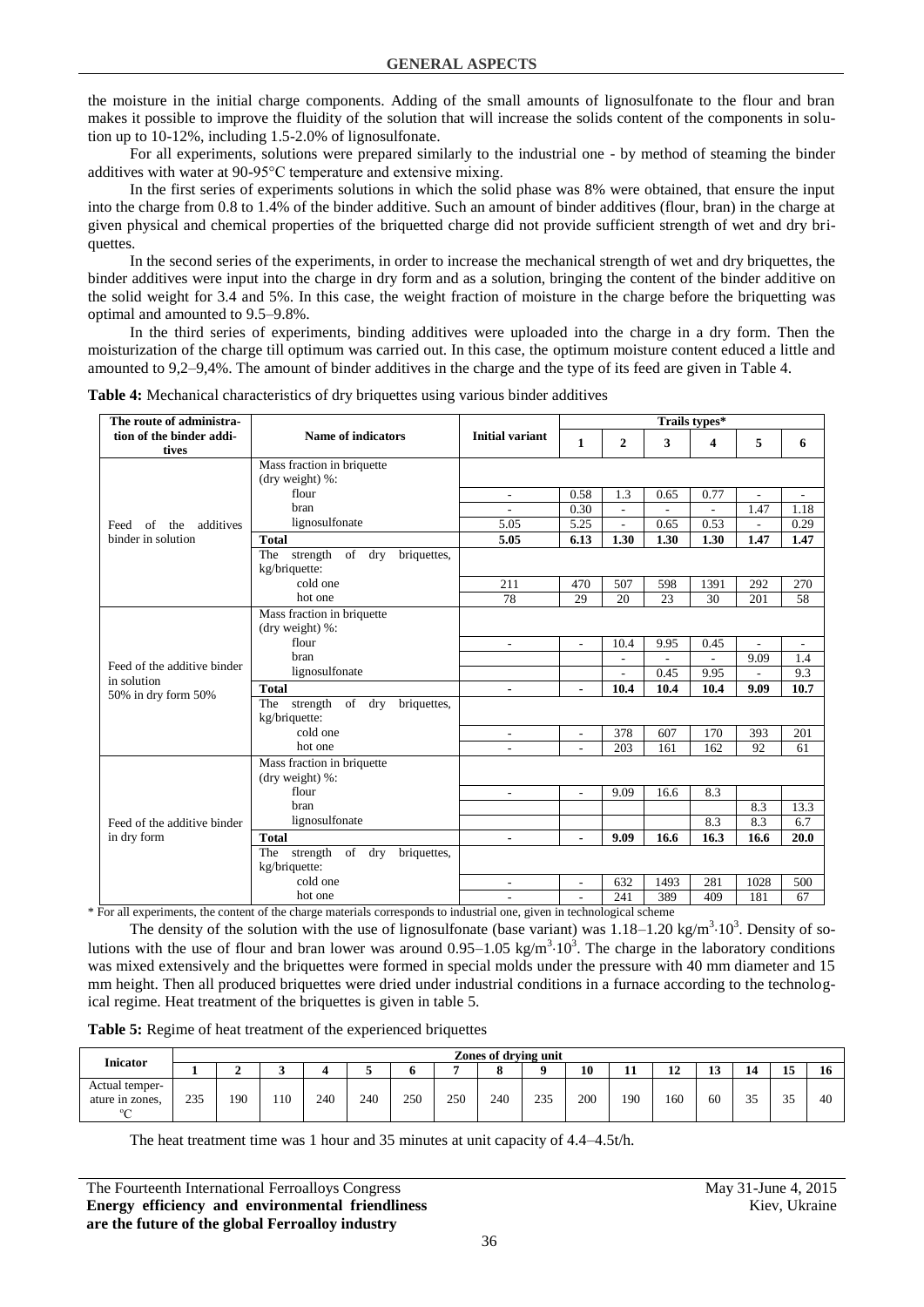the moisture in the initial charge components. Adding of the small amounts of lignosulfonate to the flour and bran makes it possible to improve the fluidity of the solution that will increase the solids content of the components in solution up to 10-12%, including 1.5-2.0% of lignosulfonate.

For all experiments, solutions were prepared similarly to the industrial one - by method of steaming the binder additives with water at 90-95°C temperature and extensive mixing.

In the first series of experiments solutions in which the solid phase was 8% were obtained, that ensure the input into the charge from 0.8 to 1.4% of the binder additive. Such an amount of binder additives (flour, bran) in the charge at given physical and chemical properties of the briquetted charge did not provide sufficient strength of wet and dry briquettes.

In the second series of the experiments, in order to increase the mechanical strength of wet and dry briquettes, the binder additives were input into the charge in dry form and as a solution, bringing the content of the binder additive on the solid weight for 3.4 and 5%. In this case, the weight fraction of moisture in the charge before the briquetting was optimal and amounted to 9.5–9.8%.

In the third series of experiments, binding additives were uploaded into the charge in a dry form. Then the moisturization of the charge till optimum was carried out. In this case, the optimum moisture content educed a little and amounted to 9,2–9,4%. The amount of binder additives in the charge and the type of its feed are given in Table 4.

**Table 4:** Mechanical characteristics of dry briquettes using various binder additives

| The route of administration of the binder additives | Name of indicators | Initial variant | Trails types* | | | | | |
|---|---|---|---|---|---|---|---|---|
| | | | 1 | 2 | 3 | 4 | 5 | 6 |
| Feed of the additives binder in solution | Mass fraction in briquette (dry weight) %: | | | | | | | |
| | flour | - | 0.58 | 1.3 | 0.65 | 0.77 | - | - |
| | bran | - | 0.30 | - | - | - | 1.47 | 1.18 |
| | lignosulfonate | 5.05 | 5.25 | - | 0.65 | 0.53 | - | 0.29 |
| | **Total** | **5.05** | **6.13** | **1.30** | **1.30** | **1.30** | **1.47** | **1.47** |
| | The strength of dry briquettes, kg/briquette: | | | | | | | |
| | cold one | 211 | 470 | 507 | 598 | 1391 | 292 | 270 |
| | hot one | 78 | 29 | 20 | 23 | 30 | 201 | 58 |
| Feed of the additive binder in solution 50% in dry form 50% | Mass fraction in briquette (dry weight) %: | | | | | | | |
| | flour | - | - | 10.4 | 9.95 | 0.45 | - | - |
| | bran | | | - | - | - | 9.09 | 1.4 |
| | lignosulfonate | | | - | 0.45 | 9.95 | - | 9.3 |
| | **Total** | **-** | **-** | **10.4** | **10.4** | **10.4** | **9.09** | **10.7** |
| | The strength of dry briquettes, kg/briquette: | | | | | | | |
| | cold one | - | - | 378 | 607 | 170 | 393 | 201 |
| | hot one | - | - | 203 | 161 | 162 | 92 | 61 |
| Feed of the additive binder in dry form | Mass fraction in briquette (dry weight) %: | | | | | | | |
| | flour | - | - | 9.09 | 16.6 | 8.3 | | |
| | bran | | | | | | 8.3 | 13.3 |
| | lignosulfonate | | | | | 8.3 | 8.3 | 6.7 |
| | **Total** | **-** | **-** | **9.09** | **16.6** | **16.3** | **16.6** | **20.0** |
| | The strength of dry briquettes, kg/briquette: | | | | | | | |
| | cold one | - | - | 632 | 1493 | 281 | 1028 | 500 |
| | hot one | - | - | 241 | 389 | 409 | 181 | 67 |

\* For all experiments, the content of the charge materials corresponds to industrial one, given in technological scheme

The density of the solution with the use of lignosulfonate (base variant) was 1.18–1.20 $kg/m^3 \cdot 10^3$. Density of solutions with the use of flour and bran lower was around 0.95–1.05 $kg/m^3 \cdot 10^3$. The charge in the laboratory conditions was mixed extensively and the briquettes were formed in special molds under the pressure with 40 mm diameter and 15 mm height. Then all produced briquettes were dried under industrial conditions in a furnace according to the technological regime. Heat treatment of the briquettes is given in table 5.

**Table 5:** Regime of heat treatment of the experienced briquettes

| Inicator | Zones of drying unit | | | | | | | | | | | | | | | |
|---|---|---|---|---|---|---|---|---|---|---|---|---|---|---|---|---|
| | 1 | 2 | 3 | 4 | 5 | 6 | 7 | 8 | 9 | 10 | 11 | 12 | 13 | 14 | 15 | 16 |
| Actual temperature in zones, °C | 235 | 190 | 110 | 240 | 240 | 250 | 250 | 240 | 235 | 200 | 190 | 160 | 60 | 35 | 35 | 40 |

The heat treatment time was 1 hour and 35 minutes at unit capacity of 4.4–4.5t/h.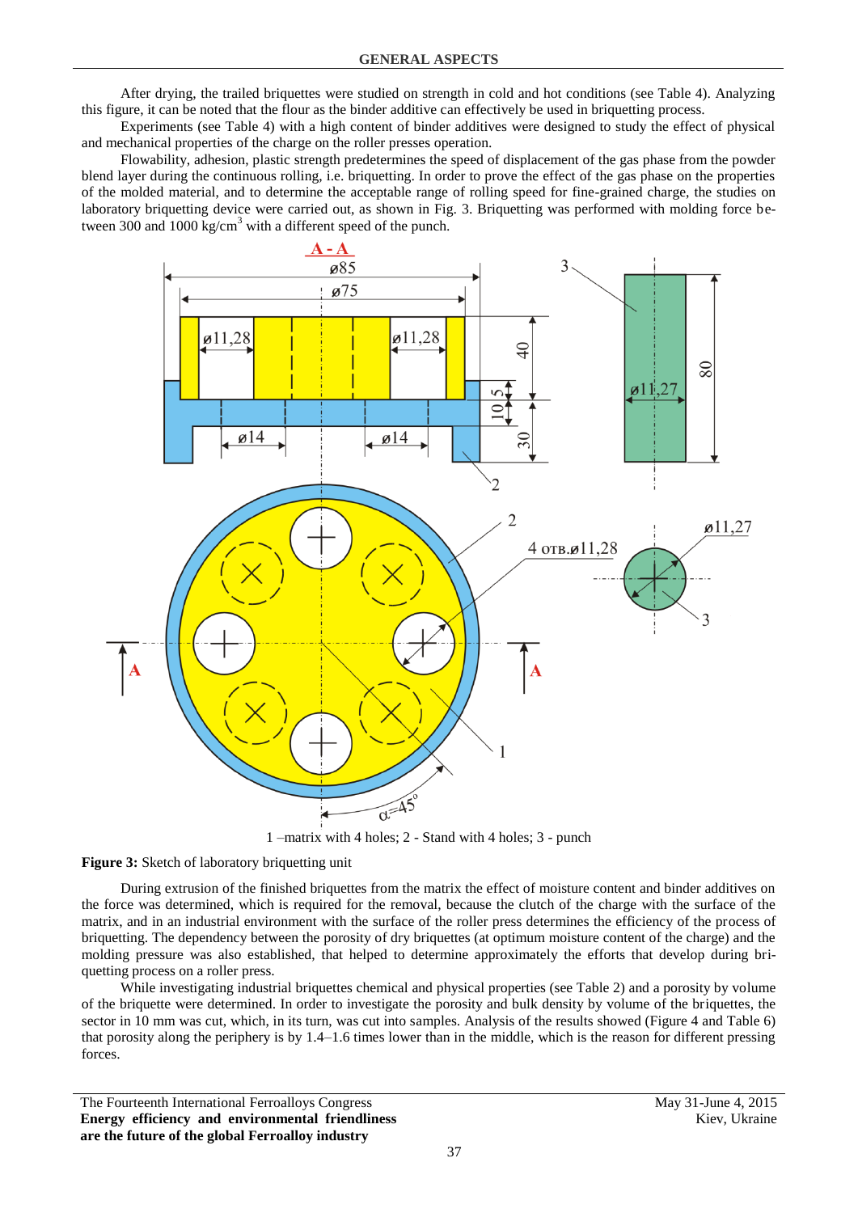After drying, the trailed briquettes were studied on strength in cold and hot conditions (see Table 4). Analyzing this figure, it can be noted that the flour as the binder additive can effectively be used in briquetting process.

Experiments (see Table 4) with a high content of binder additives were designed to study the effect of physical and mechanical properties of the charge on the roller presses operation.

Flowability, adhesion, plastic strength predetermines the speed of displacement of the gas phase from the powder blend layer during the continuous rolling, i.e. briquetting. In order to prove the effect of the gas phase on the properties of the molded material, and to determine the acceptable range of rolling speed for fine-grained charge, the studies on laboratory briquetting device were carried out, as shown in Fig. 3. Briquetting was performed with molding force between 300 and 1000 kg/cm$^3$ with a different speed of the punch.

1 –matrix with 4 holes; 2 - Stand with 4 holes; 3 - punch

**Figure 3:** Sketch of laboratory briquetting unit

During extrusion of the finished briquettes from the matrix the effect of moisture content and binder additives on the force was determined, which is required for the removal, because the clutch of the charge with the surface of the matrix, and in an industrial environment with the surface of the roller press determines the efficiency of the process of briquetting. The dependency between the porosity of dry briquettes (at optimum moisture content of the charge) and the molding pressure was also established, that helped to determine approximately the efforts that develop during briquetting process on a roller press.

While investigating industrial briquettes chemical and physical properties (see Table 2) and a porosity by volume of the briquette were determined. In order to investigate the porosity and bulk density by volume of the briquettes, the sector in 10 mm was cut, which, in its turn, was cut into samples. Analysis of the results showed (Figure 4 and Table 6) that porosity along the periphery is by 1.4–1.6 times lower than in the middle, which is the reason for different pressing forces.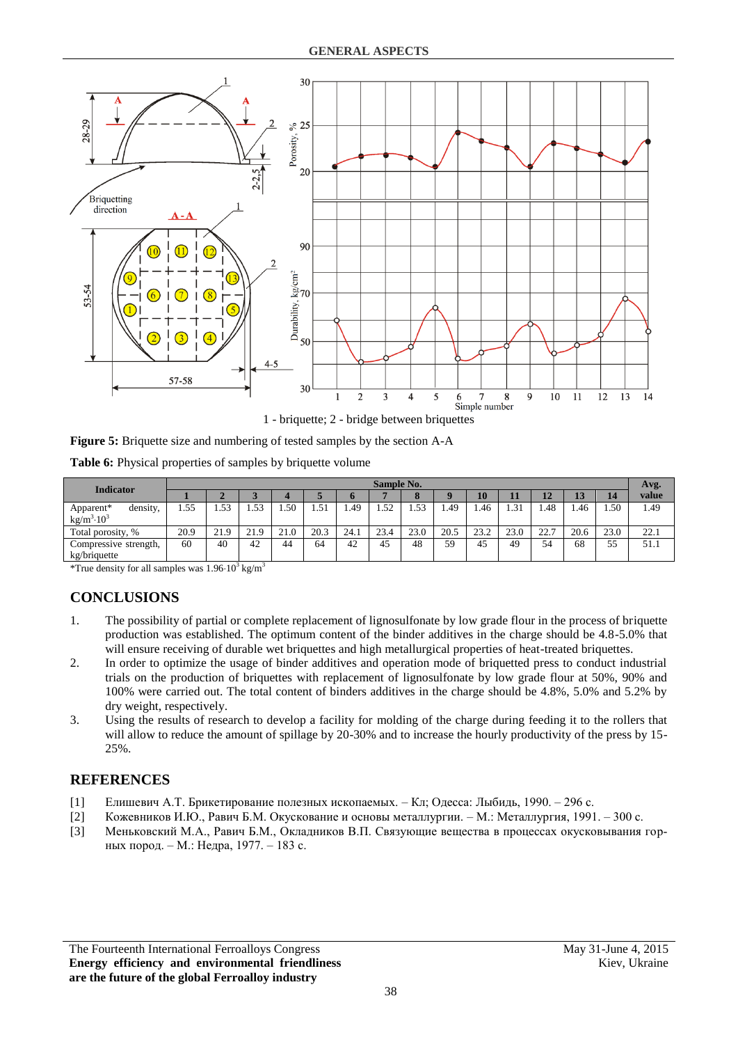A
A
28-29
2-2,5
1
2
Briquetting direction
A-A
1
2
53-54
57-58
4-5
10 11 12
9 13
6 7 8
1 5
2 3 4

Porosity, %
30
25
20

Durability, kg/cm²
90
70
50
30
1 2 3 4 5 6 7 8 9 10 11 12 13 14
Simple number

1 - briquette; 2 - bridge between briquettes

**Figure 5:** Briquette size and numbering of tested samples by the section A-A

**Table 6:** Physical properties of samples by briquette volume

| Indicator | Sample No. | | | | | | | | | | | | | | Avg. value |
|---|---|---|---|---|---|---|---|---|---|---|---|---|---|---|---|
| | 1 | 2 | 3 | 4 | 5 | 6 | 7 | 8 | 9 | 10 | 11 | 12 | 13 | 14 | |
| Apparent* density, $kg/m^3 \cdot 10^3$ | 1.55 | 1.53 | 1.53 | 1.50 | 1.51 | 1.49 | 1.52 | 1.53 | 1.49 | 1.46 | 1.31 | 1.48 | 1.46 | 1.50 | 1.49 |
| Total porosity, % | 20.9 | 21.9 | 21.9 | 21.0 | 20.3 | 24.1 | 23.4 | 23.0 | 20.5 | 23.2 | 23.0 | 22.7 | 20.6 | 23.0 | 22.1 |
| Compressive strength, kg/briquette | 60 | 40 | 42 | 44 | 64 | 42 | 45 | 48 | 59 | 45 | 49 | 54 | 68 | 55 | 51.1 |

*True density for all samples was $1.96 \cdot 10^3$ $kg/m^3$

## CONCLUSIONS

1. The possibility of partial or complete replacement of lignosulfonate by low grade flour in the process of briquette production was established. The optimum content of the binder additives in the charge should be 4.8-5.0% that will ensure receiving of durable wet briquettes and high metallurgical properties of heat-treated briquettes.
2. In order to optimize the usage of binder additives and operation mode of briquetted press to conduct industrial trials on the production of briquettes with replacement of lignosulfonate by low grade flour at 50%, 90% and 100% were carried out. The total content of binders additives in the charge should be 4.8%, 5.0% and 5.2% by dry weight, respectively.
3. Using the results of research to develop a facility for molding of the charge during feeding it to the rollers that will allow to reduce the amount of spillage by 20-30% and to increase the hourly productivity of the press by 15-25%.

## REFERENCES

[1] Елишевич А.Т. Брикетирование полезных ископаемых. – Кл; Одесса: Лыбидь, 1990. – 296 с.

[2] Кожевников И.Ю., Равич Б.М. Окускование и основы металлургии. – М.: Металлургия, 1991. – 300 с.

[3] Меньковский М.А., Равич Б.М., Окладников В.П. Связующие вещества в процессах окусковывания горных пород. – М.: Недра, 1977. – 183 с.